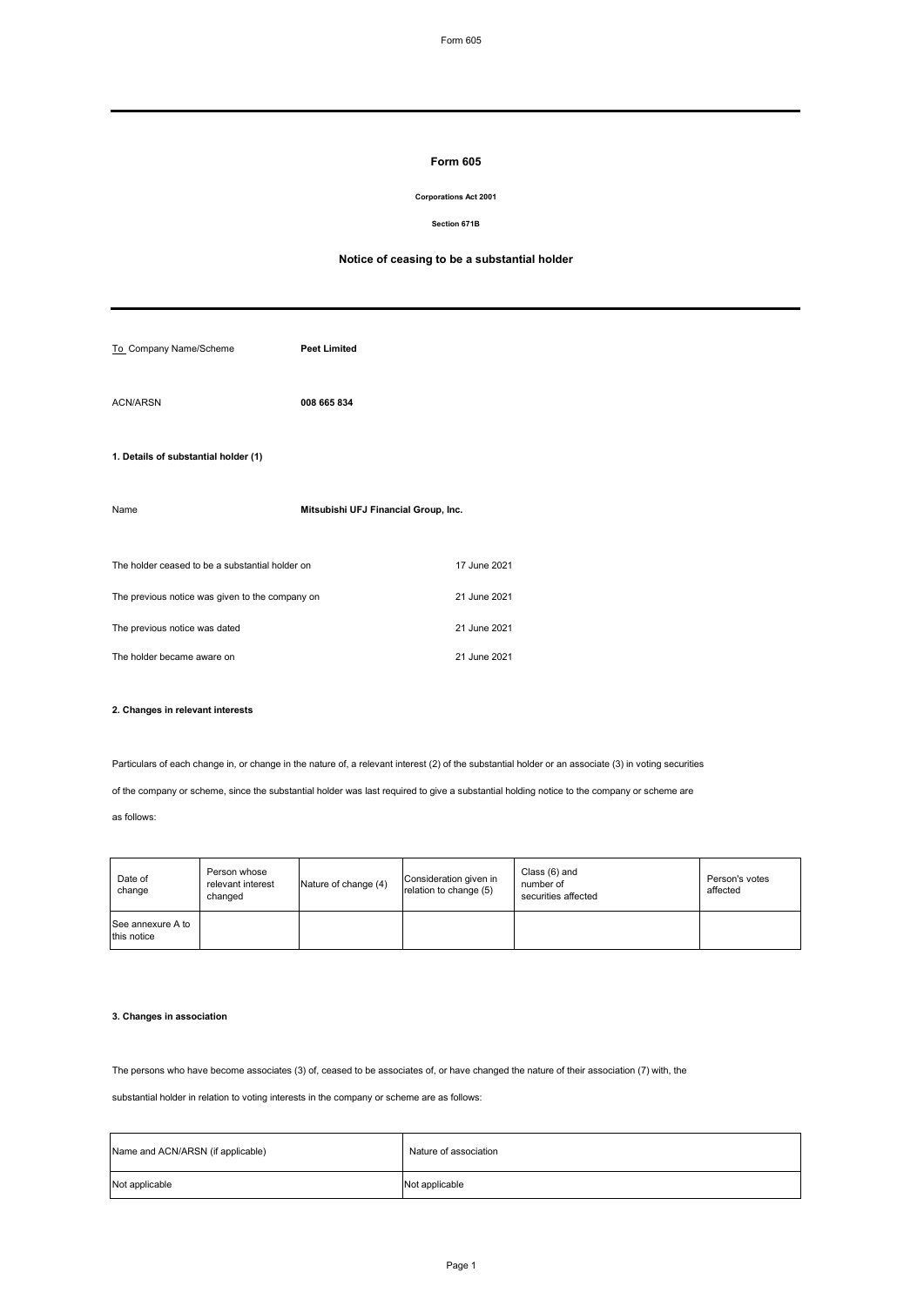# Form 605

**Corporations Act 2001**

**Section 671B**

## Notice of ceasing to be a substantial holder

To Company Name/Scheme **Peet Limited**

ACN/ARSN **008 665 834**

### 1. Details of substantial holder (1)

Name **Mitsubishi UFJ Financial Group, Inc.**

The holder ceased to be a substantial holder on 17 June 2021

The previous notice was given to the company on 21 June 2021

The previous notice was dated 21 June 2021

The holder became aware on 21 June 2021

### 2. Changes in relevant interests

Particulars of each change in, or change in the nature of, a relevant interest (2) of the substantial holder or an associate (3) in voting securities of the company or scheme, since the substantial holder was last required to give a substantial holding notice to the company or scheme are as follows:

| Date of change | Person whose relevant interest changed | Nature of change (4) | Consideration given in relation to change (5) | Class (6) and number of securities affected | Person's votes affected |
|---|---|---|---|---|---|
| See annexure A to this notice | | | | | |

### 3. Changes in association

The persons who have become associates (3) of, ceased to be associates of, or have changed the nature of their association (7) with, the substantial holder in relation to voting interests in the company or scheme are as follows:

| Name and ACN/ARSN (if applicable) | Nature of association |
|---|---|
| Not applicable | Not applicable |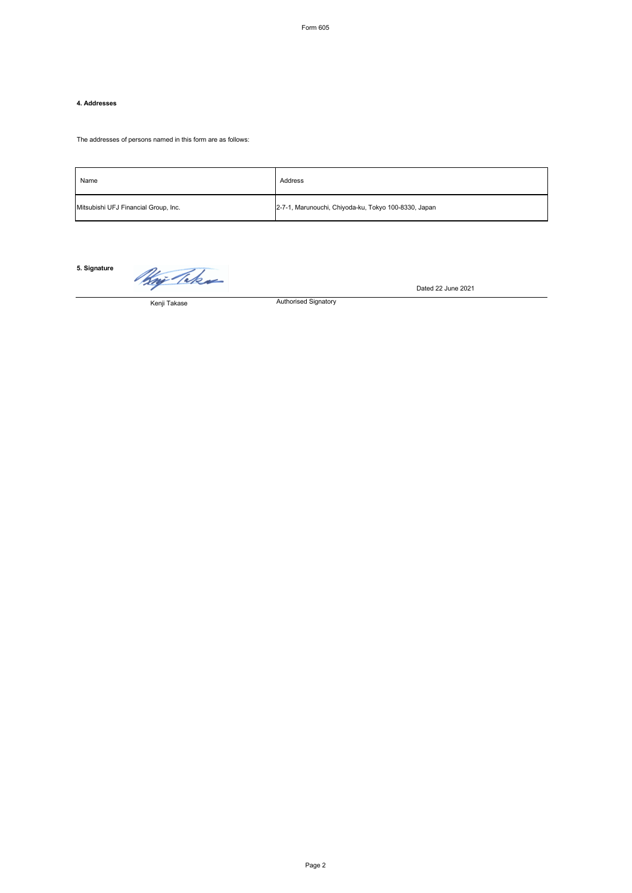Form 605

### 4. Addresses

The addresses of persons named in this form are as follows:

| Name | Address |
| --- | --- |
| Mitsubishi UFJ Financial Group, Inc. | 2-7-1, Marunouchi, Chiyoda-ku, Tokyo 100-8330, Japan |

### 5. Signature

Dated 22 June 2021

Kenji Takase — Authorised Signatory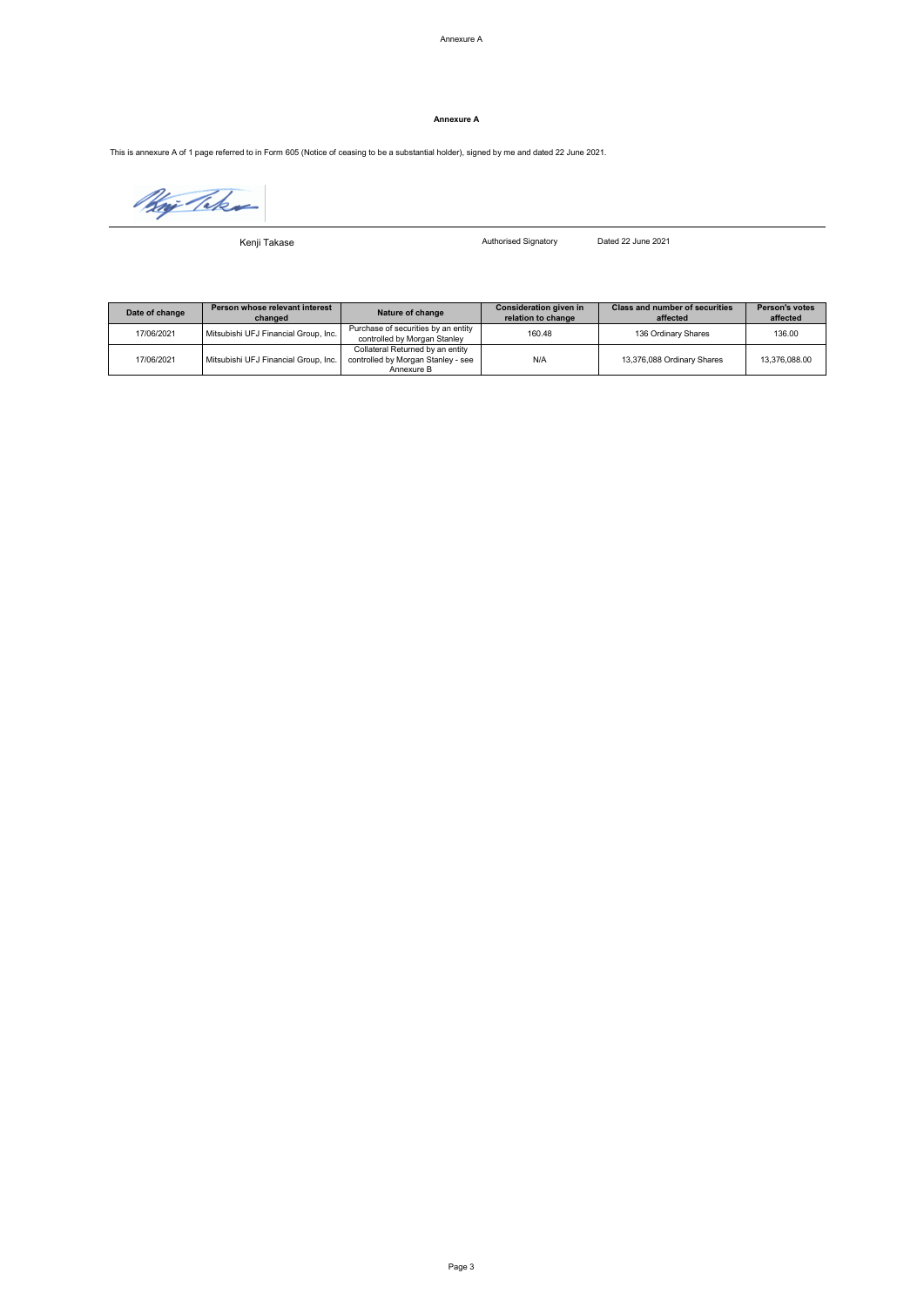# Annexure A

This is annexure A of 1 page referred to in Form 605 (Notice of ceasing to be a substantial holder), signed by me and dated 22 June 2021.

Kenji Takase — Authorised Signatory — Dated 22 June 2021

| Date of change | Person whose relevant interest changed | Nature of change | Consideration given in relation to change | Class and number of securities affected | Person's votes affected |
|---|---|---|---|---|---|
| 17/06/2021 | Mitsubishi UFJ Financial Group, Inc. | Purchase of securities by an entity controlled by Morgan Stanley | 160.48 | 136 Ordinary Shares | 136.00 |
| 17/06/2021 | Mitsubishi UFJ Financial Group, Inc. | Collateral Returned by an entity controlled by Morgan Stanley - see Annexure B | N/A | 13,376,088 Ordinary Shares | 13,376,088.00 |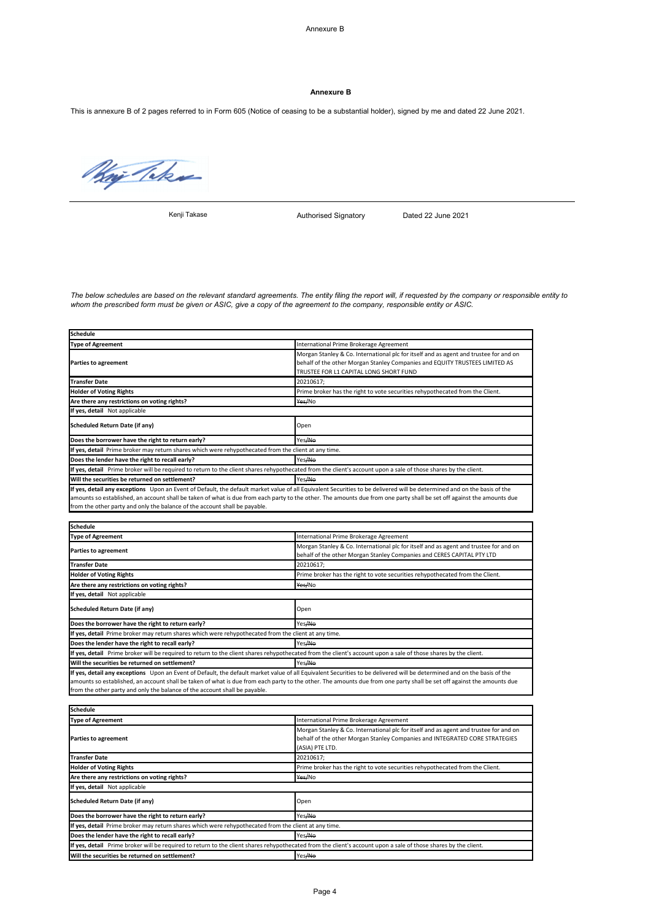# Annexure B

This is annexure B of 2 pages referred to in Form 605 (Notice of ceasing to be a substantial holder), signed by me and dated 22 June 2021.

Kenji Takase | Authorised Signatory | Dated 22 June 2021

*The below schedules are based on the relevant standard agreements. The entity filing the report will, if requested by the company or responsible entity to whom the prescribed form must be given or ASIC, give a copy of the agreement to the company, responsible entity or ASIC.*

| **Schedule** | |
|---|---|
| **Type of Agreement** | International Prime Brokerage Agreement |
| **Parties to agreement** | Morgan Stanley & Co. International plc for itself and as agent and trustee for and on behalf of the other Morgan Stanley Companies and EQUITY TRUSTEES LIMITED AS TRUSTEE FOR L1 CAPITAL LONG SHORT FUND |
| **Transfer Date** | 20210617; |
| **Holder of Voting Rights** | Prime broker has the right to vote securities rehypothecated from the Client. |
| **Are there any restrictions on voting rights?** | ~~Yes~~/No |
| **If yes, detail** Not applicable | |
| **Scheduled Return Date (if any)** | Open |
| **Does the borrower have the right to return early?** | Yes/~~No~~ |
| **If yes, detail** Prime broker may return shares which were rehypothecated from the client at any time. | |
| **Does the lender have the right to recall early?** | Yes/~~No~~ |
| **If yes, detail** Prime broker will be required to return to the client shares rehypothecated from the client's account upon a sale of those shares by the client. | |
| **Will the securities be returned on settlement?** | Yes/~~No~~ |
| **If yes, detail any exceptions** Upon an Event of Default, the default market value of all Equivalent Securities to be delivered will be determined and on the basis of the amounts so established, an account shall be taken of what is due from each party to the other. The amounts due from one party shall be set off against the amounts due from the other party and only the balance of the account shall be payable. | |

| **Schedule** | |
|---|---|
| **Type of Agreement** | International Prime Brokerage Agreement |
| **Parties to agreement** | Morgan Stanley & Co. International plc for itself and as agent and trustee for and on behalf of the other Morgan Stanley Companies and CERES CAPITAL PTY LTD |
| **Transfer Date** | 20210617; |
| **Holder of Voting Rights** | Prime broker has the right to vote securities rehypothecated from the Client. |
| **Are there any restrictions on voting rights?** | ~~Yes~~/No |
| **If yes, detail** Not applicable | |
| **Scheduled Return Date (if any)** | Open |
| **Does the borrower have the right to return early?** | Yes/~~No~~ |
| **If yes, detail** Prime broker may return shares which were rehypothecated from the client at any time. | |
| **Does the lender have the right to recall early?** | Yes/~~No~~ |
| **If yes, detail** Prime broker will be required to return to the client shares rehypothecated from the client's account upon a sale of those shares by the client. | |
| **Will the securities be returned on settlement?** | Yes/~~No~~ |
| **If yes, detail any exceptions** Upon an Event of Default, the default market value of all Equivalent Securities to be delivered will be determined and on the basis of the amounts so established, an account shall be taken of what is due from each party to the other. The amounts due from one party shall be set off against the amounts due from the other party and only the balance of the account shall be payable. | |

| **Schedule** | |
|---|---|
| **Type of Agreement** | International Prime Brokerage Agreement |
| **Parties to agreement** | Morgan Stanley & Co. International plc for itself and as agent and trustee for and on behalf of the other Morgan Stanley Companies and INTEGRATED CORE STRATEGIES (ASIA) PTE LTD. |
| **Transfer Date** | 20210617; |
| **Holder of Voting Rights** | Prime broker has the right to vote securities rehypothecated from the Client. |
| **Are there any restrictions on voting rights?** | ~~Yes~~/No |
| **If yes, detail** Not applicable | |
| **Scheduled Return Date (if any)** | Open |
| **Does the borrower have the right to return early?** | Yes/~~No~~ |
| **If yes, detail** Prime broker may return shares which were rehypothecated from the client at any time. | |
| **Does the lender have the right to recall early?** | Yes/~~No~~ |
| **If yes, detail** Prime broker will be required to return to the client shares rehypothecated from the client's account upon a sale of those shares by the client. | |
| **Will the securities be returned on settlement?** | Yes/~~No~~ |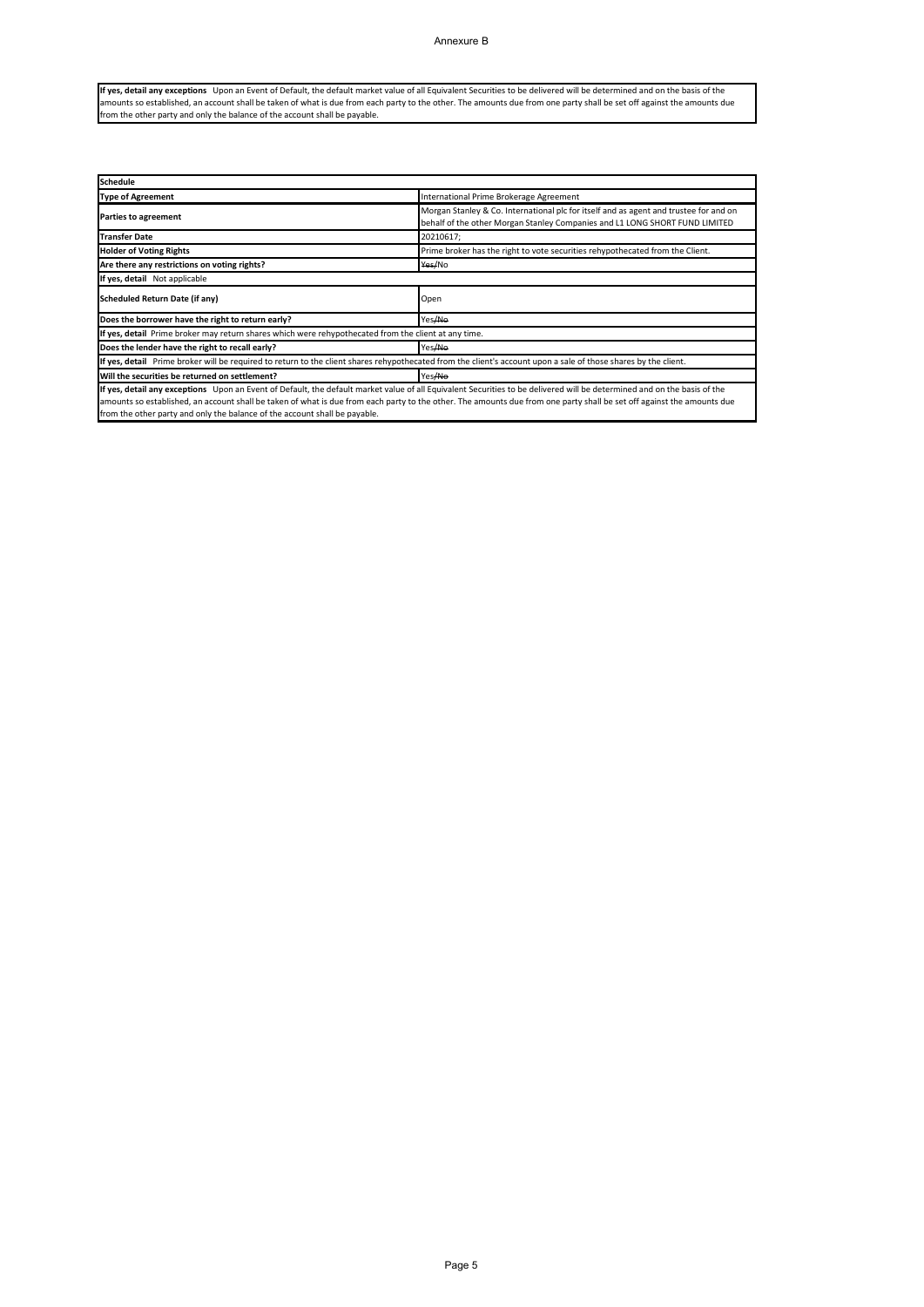Annexure B

**If yes, detail any exceptions** Upon an Event of Default, the default market value of all Equivalent Securities to be delivered will be determined and on the basis of the amounts so established, an account shall be taken of what is due from each party to the other. The amounts due from one party shall be set off against the amounts due from the other party and only the balance of the account shall be payable.

| **Schedule** | |
|---|---|
| **Type of Agreement** | International Prime Brokerage Agreement |
| **Parties to agreement** | Morgan Stanley & Co. International plc for itself and as agent and trustee for and on behalf of the other Morgan Stanley Companies and L1 LONG SHORT FUND LIMITED |
| **Transfer Date** | 20210617; |
| **Holder of Voting Rights** | Prime broker has the right to vote securities rehypothecated from the Client. |
| **Are there any restrictions on voting rights?** | ~~Yes~~/No |
| **If yes, detail** Not applicable | |
| **Scheduled Return Date (if any)** | Open |
| **Does the borrower have the right to return early?** | Yes/~~No~~ |
| **If yes, detail** Prime broker may return shares which were rehypothecated from the client at any time. | |
| **Does the lender have the right to recall early?** | Yes/~~No~~ |
| **If yes, detail** Prime broker will be required to return to the client shares rehypothecated from the client's account upon a sale of those shares by the client. | |
| **Will the securities be returned on settlement?** | Yes/~~No~~ |
| **If yes, detail any exceptions** Upon an Event of Default, the default market value of all Equivalent Securities to be delivered will be determined and on the basis of the amounts so established, an account shall be taken of what is due from each party to the other. The amounts due from one party shall be set off against the amounts due from the other party and only the balance of the account shall be payable. | |